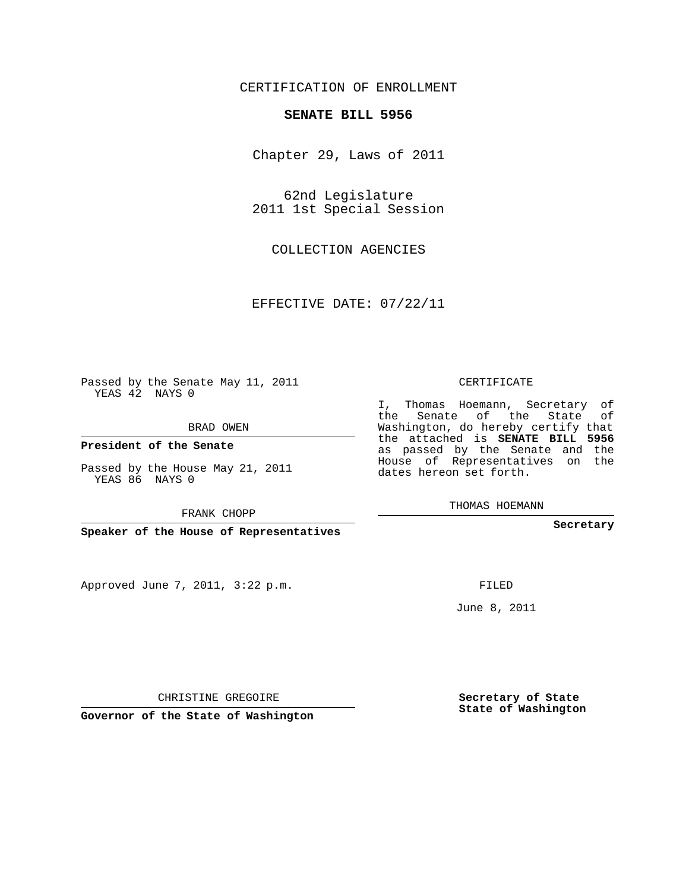CERTIFICATION OF ENROLLMENT

**SENATE BILL 5956**

Chapter 29, Laws of 2011

62nd Legislature
2011 1st Special Session

COLLECTION AGENCIES

EFFECTIVE DATE: 07/22/11

Passed by the Senate May 11, 2011
YEAS 42 NAYS 0

BRAD OWEN

**President of the Senate**

Passed by the House May 21, 2011
YEAS 86 NAYS 0

FRANK CHOPP

**Speaker of the House of Representatives**

Approved June 7, 2011, 3:22 p.m.

CHRISTINE GREGOIRE

**Governor of the State of Washington**

CERTIFICATE

I, Thomas Hoemann, Secretary of the Senate of the State of Washington, do hereby certify that the attached is **SENATE BILL 5956** as passed by the Senate and the House of Representatives on the dates hereon set forth.

THOMAS HOEMANN

**Secretary**

FILED

June 8, 2011

**Secretary of State**
**State of Washington**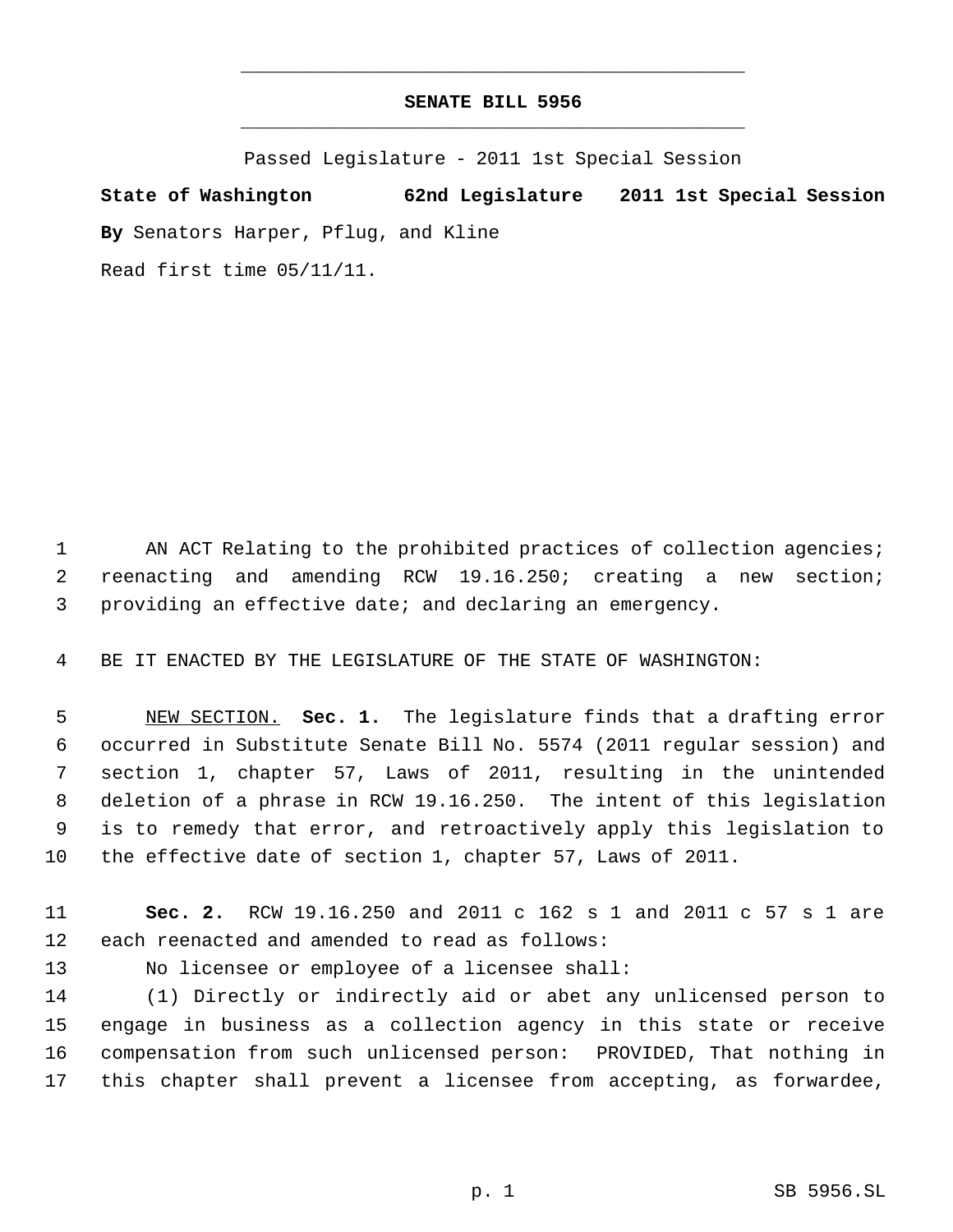# SENATE BILL 5956

Passed Legislature - 2011 1st Special Session

**State of Washington 62nd Legislature 2011 1st Special Session**

**By** Senators Harper, Pflug, and Kline

Read first time 05/11/11.

AN ACT Relating to the prohibited practices of collection agencies; reenacting and amending RCW 19.16.250; creating a new section; providing an effective date; and declaring an emergency.

BE IT ENACTED BY THE LEGISLATURE OF THE STATE OF WASHINGTON:

NEW SECTION. **Sec. 1.** The legislature finds that a drafting error occurred in Substitute Senate Bill No. 5574 (2011 regular session) and section 1, chapter 57, Laws of 2011, resulting in the unintended deletion of a phrase in RCW 19.16.250. The intent of this legislation is to remedy that error, and retroactively apply this legislation to the effective date of section 1, chapter 57, Laws of 2011.

**Sec. 2.** RCW 19.16.250 and 2011 c 162 s 1 and 2011 c 57 s 1 are each reenacted and amended to read as follows:

No licensee or employee of a licensee shall:

(1) Directly or indirectly aid or abet any unlicensed person to engage in business as a collection agency in this state or receive compensation from such unlicensed person: PROVIDED, That nothing in this chapter shall prevent a licensee from accepting, as forwardee,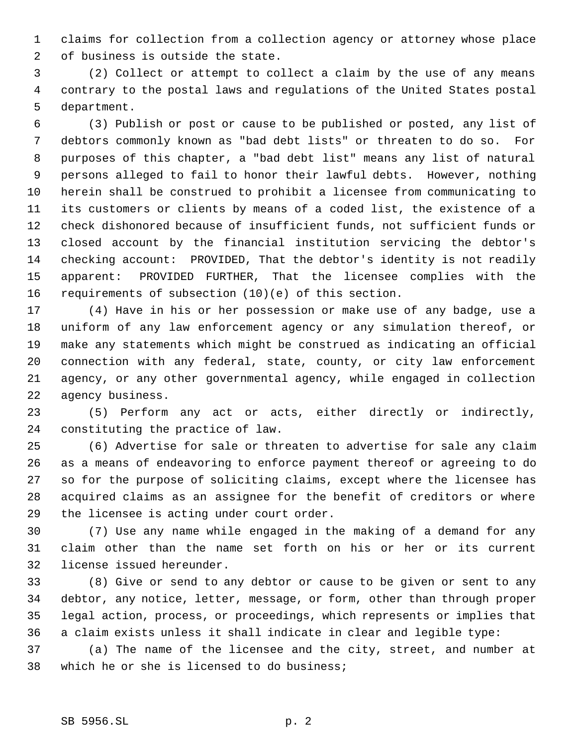claims for collection from a collection agency or attorney whose place of business is outside the state.

(2) Collect or attempt to collect a claim by the use of any means contrary to the postal laws and regulations of the United States postal department.

(3) Publish or post or cause to be published or posted, any list of debtors commonly known as "bad debt lists" or threaten to do so. For purposes of this chapter, a "bad debt list" means any list of natural persons alleged to fail to honor their lawful debts. However, nothing herein shall be construed to prohibit a licensee from communicating to its customers or clients by means of a coded list, the existence of a check dishonored because of insufficient funds, not sufficient funds or closed account by the financial institution servicing the debtor's checking account: PROVIDED, That the debtor's identity is not readily apparent: PROVIDED FURTHER, That the licensee complies with the requirements of subsection (10)(e) of this section.

(4) Have in his or her possession or make use of any badge, use a uniform of any law enforcement agency or any simulation thereof, or make any statements which might be construed as indicating an official connection with any federal, state, county, or city law enforcement agency, or any other governmental agency, while engaged in collection agency business.

(5) Perform any act or acts, either directly or indirectly, constituting the practice of law.

(6) Advertise for sale or threaten to advertise for sale any claim as a means of endeavoring to enforce payment thereof or agreeing to do so for the purpose of soliciting claims, except where the licensee has acquired claims as an assignee for the benefit of creditors or where the licensee is acting under court order.

(7) Use any name while engaged in the making of a demand for any claim other than the name set forth on his or her or its current license issued hereunder.

(8) Give or send to any debtor or cause to be given or sent to any debtor, any notice, letter, message, or form, other than through proper legal action, process, or proceedings, which represents or implies that a claim exists unless it shall indicate in clear and legible type:

(a) The name of the licensee and the city, street, and number at which he or she is licensed to do business;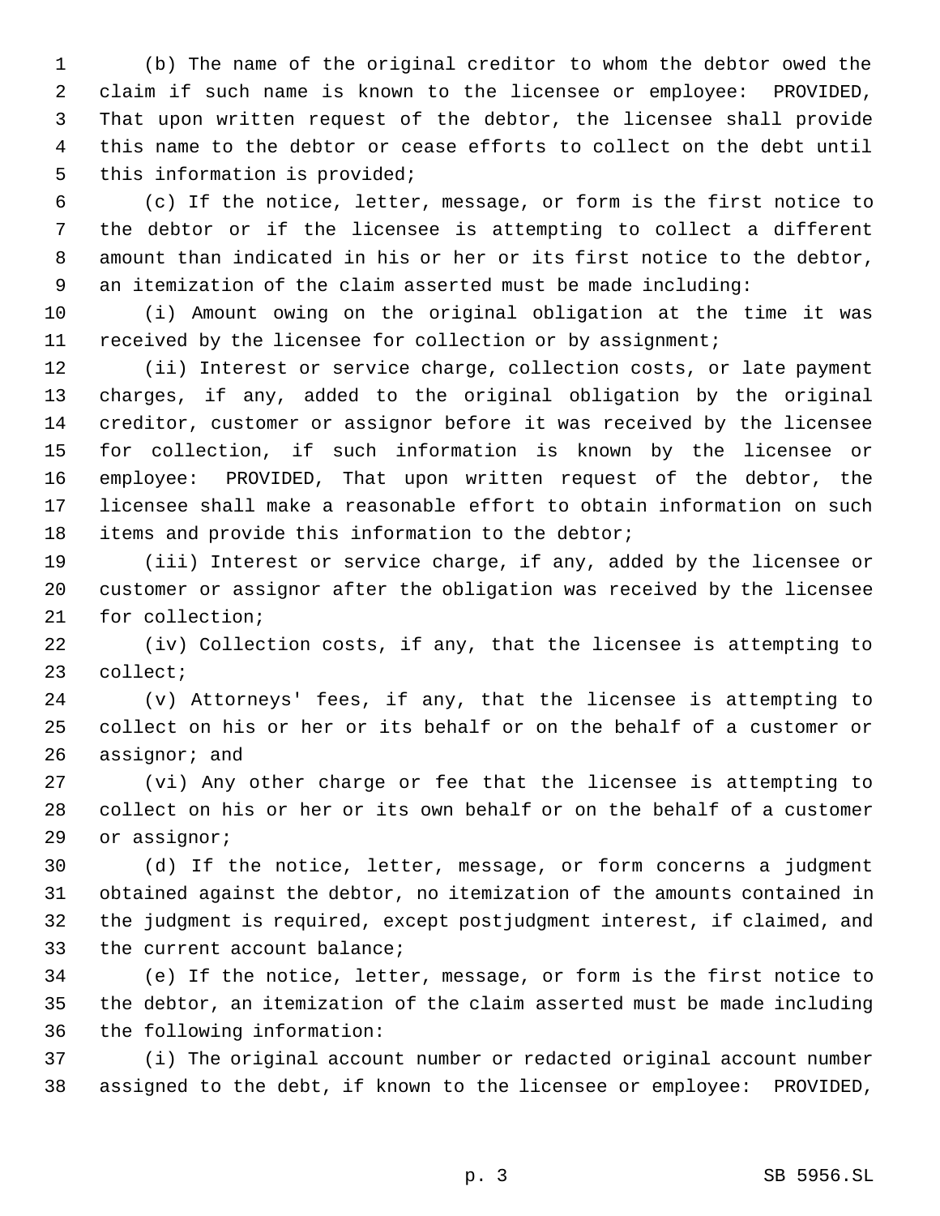(b) The name of the original creditor to whom the debtor owed the claim if such name is known to the licensee or employee: PROVIDED, That upon written request of the debtor, the licensee shall provide this name to the debtor or cease efforts to collect on the debt until this information is provided;

(c) If the notice, letter, message, or form is the first notice to the debtor or if the licensee is attempting to collect a different amount than indicated in his or her or its first notice to the debtor, an itemization of the claim asserted must be made including:

(i) Amount owing on the original obligation at the time it was received by the licensee for collection or by assignment;

(ii) Interest or service charge, collection costs, or late payment charges, if any, added to the original obligation by the original creditor, customer or assignor before it was received by the licensee for collection, if such information is known by the licensee or employee: PROVIDED, That upon written request of the debtor, the licensee shall make a reasonable effort to obtain information on such items and provide this information to the debtor;

(iii) Interest or service charge, if any, added by the licensee or customer or assignor after the obligation was received by the licensee for collection;

(iv) Collection costs, if any, that the licensee is attempting to collect;

(v) Attorneys' fees, if any, that the licensee is attempting to collect on his or her or its behalf or on the behalf of a customer or assignor; and

(vi) Any other charge or fee that the licensee is attempting to collect on his or her or its own behalf or on the behalf of a customer or assignor;

(d) If the notice, letter, message, or form concerns a judgment obtained against the debtor, no itemization of the amounts contained in the judgment is required, except postjudgment interest, if claimed, and the current account balance;

(e) If the notice, letter, message, or form is the first notice to the debtor, an itemization of the claim asserted must be made including the following information:

(i) The original account number or redacted original account number assigned to the debt, if known to the licensee or employee: PROVIDED,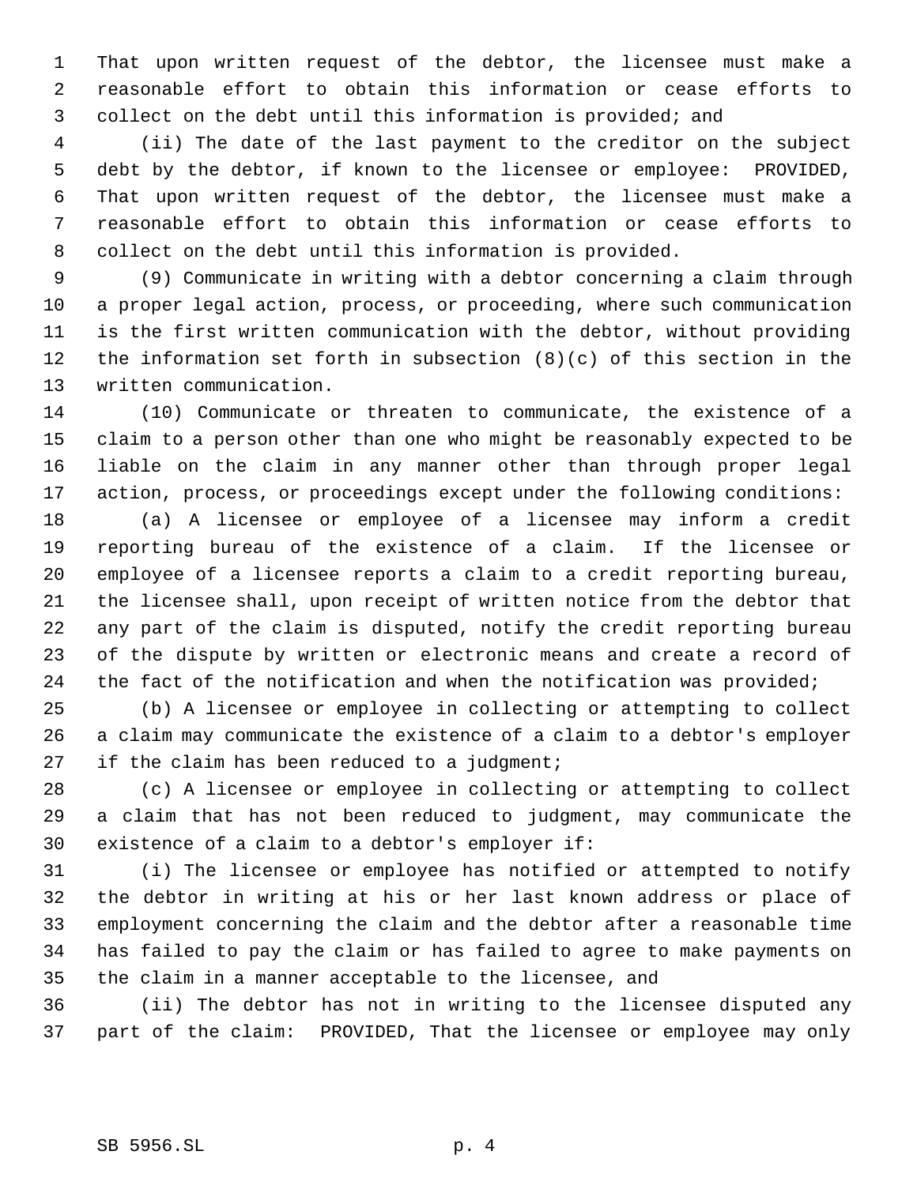That upon written request of the debtor, the licensee must make a reasonable effort to obtain this information or cease efforts to collect on the debt until this information is provided; and

(ii) The date of the last payment to the creditor on the subject debt by the debtor, if known to the licensee or employee: PROVIDED, That upon written request of the debtor, the licensee must make a reasonable effort to obtain this information or cease efforts to collect on the debt until this information is provided.

(9) Communicate in writing with a debtor concerning a claim through a proper legal action, process, or proceeding, where such communication is the first written communication with the debtor, without providing the information set forth in subsection (8)(c) of this section in the written communication.

(10) Communicate or threaten to communicate, the existence of a claim to a person other than one who might be reasonably expected to be liable on the claim in any manner other than through proper legal action, process, or proceedings except under the following conditions:

(a) A licensee or employee of a licensee may inform a credit reporting bureau of the existence of a claim. If the licensee or employee of a licensee reports a claim to a credit reporting bureau, the licensee shall, upon receipt of written notice from the debtor that any part of the claim is disputed, notify the credit reporting bureau of the dispute by written or electronic means and create a record of the fact of the notification and when the notification was provided;

(b) A licensee or employee in collecting or attempting to collect a claim may communicate the existence of a claim to a debtor's employer if the claim has been reduced to a judgment;

(c) A licensee or employee in collecting or attempting to collect a claim that has not been reduced to judgment, may communicate the existence of a claim to a debtor's employer if:

(i) The licensee or employee has notified or attempted to notify the debtor in writing at his or her last known address or place of employment concerning the claim and the debtor after a reasonable time has failed to pay the claim or has failed to agree to make payments on the claim in a manner acceptable to the licensee, and

(ii) The debtor has not in writing to the licensee disputed any part of the claim: PROVIDED, That the licensee or employee may only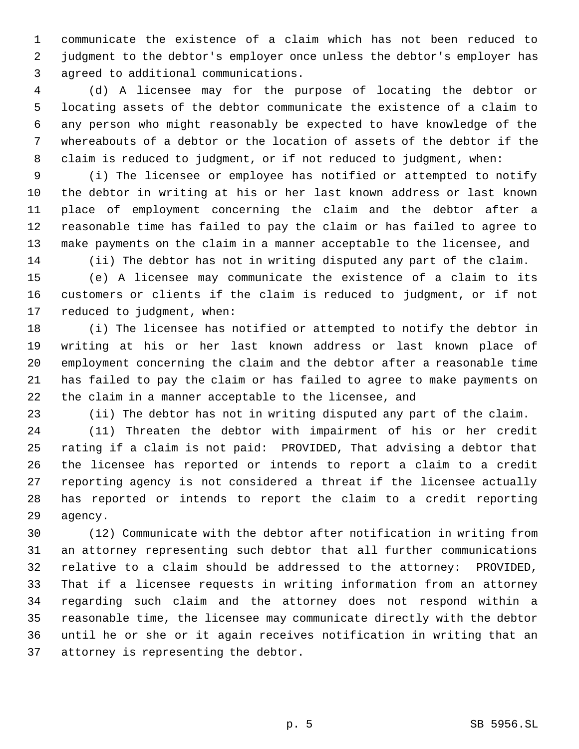communicate the existence of a claim which has not been reduced to judgment to the debtor's employer once unless the debtor's employer has agreed to additional communications.

(d) A licensee may for the purpose of locating the debtor or locating assets of the debtor communicate the existence of a claim to any person who might reasonably be expected to have knowledge of the whereabouts of a debtor or the location of assets of the debtor if the claim is reduced to judgment, or if not reduced to judgment, when:

(i) The licensee or employee has notified or attempted to notify the debtor in writing at his or her last known address or last known place of employment concerning the claim and the debtor after a reasonable time has failed to pay the claim or has failed to agree to make payments on the claim in a manner acceptable to the licensee, and

(ii) The debtor has not in writing disputed any part of the claim.

(e) A licensee may communicate the existence of a claim to its customers or clients if the claim is reduced to judgment, or if not reduced to judgment, when:

(i) The licensee has notified or attempted to notify the debtor in writing at his or her last known address or last known place of employment concerning the claim and the debtor after a reasonable time has failed to pay the claim or has failed to agree to make payments on the claim in a manner acceptable to the licensee, and

(ii) The debtor has not in writing disputed any part of the claim.

(11) Threaten the debtor with impairment of his or her credit rating if a claim is not paid: PROVIDED, That advising a debtor that the licensee has reported or intends to report a claim to a credit reporting agency is not considered a threat if the licensee actually has reported or intends to report the claim to a credit reporting agency.

(12) Communicate with the debtor after notification in writing from an attorney representing such debtor that all further communications relative to a claim should be addressed to the attorney: PROVIDED, That if a licensee requests in writing information from an attorney regarding such claim and the attorney does not respond within a reasonable time, the licensee may communicate directly with the debtor until he or she or it again receives notification in writing that an attorney is representing the debtor.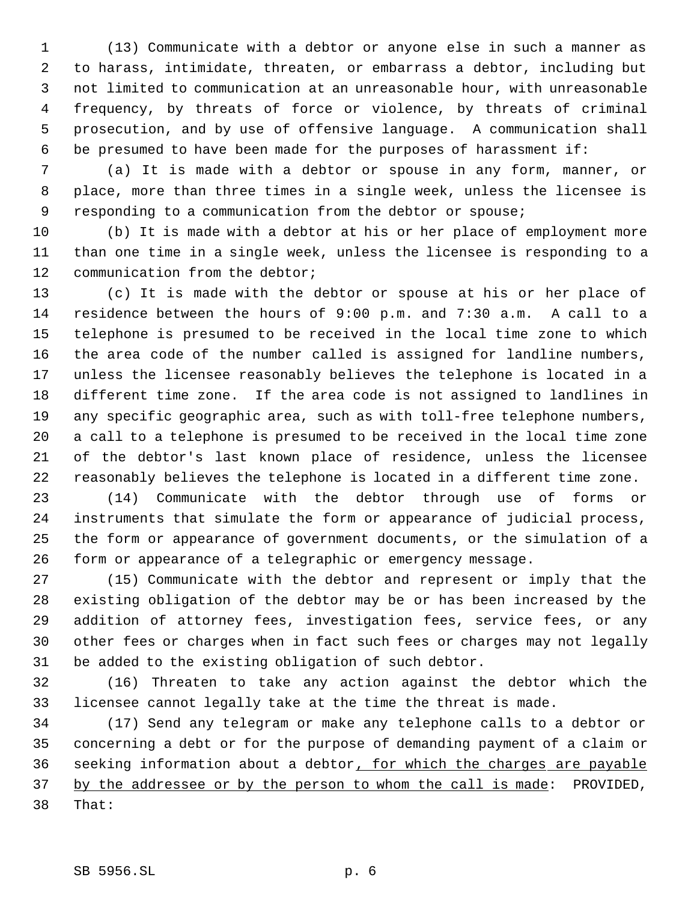(13) Communicate with a debtor or anyone else in such a manner as to harass, intimidate, threaten, or embarrass a debtor, including but not limited to communication at an unreasonable hour, with unreasonable frequency, by threats of force or violence, by threats of criminal prosecution, and by use of offensive language. A communication shall be presumed to have been made for the purposes of harassment if:

(a) It is made with a debtor or spouse in any form, manner, or place, more than three times in a single week, unless the licensee is responding to a communication from the debtor or spouse;

(b) It is made with a debtor at his or her place of employment more than one time in a single week, unless the licensee is responding to a communication from the debtor;

(c) It is made with the debtor or spouse at his or her place of residence between the hours of 9:00 p.m. and 7:30 a.m. A call to a telephone is presumed to be received in the local time zone to which the area code of the number called is assigned for landline numbers, unless the licensee reasonably believes the telephone is located in a different time zone. If the area code is not assigned to landlines in any specific geographic area, such as with toll-free telephone numbers, a call to a telephone is presumed to be received in the local time zone of the debtor's last known place of residence, unless the licensee reasonably believes the telephone is located in a different time zone.

(14) Communicate with the debtor through use of forms or instruments that simulate the form or appearance of judicial process, the form or appearance of government documents, or the simulation of a form or appearance of a telegraphic or emergency message.

(15) Communicate with the debtor and represent or imply that the existing obligation of the debtor may be or has been increased by the addition of attorney fees, investigation fees, service fees, or any other fees or charges when in fact such fees or charges may not legally be added to the existing obligation of such debtor.

(16) Threaten to take any action against the debtor which the licensee cannot legally take at the time the threat is made.

(17) Send any telegram or make any telephone calls to a debtor or concerning a debt or for the purpose of demanding payment of a claim or seeking information about a debtor<u>, for which the charges are payable by the addressee or by the person to whom the call is made</u>: PROVIDED, That: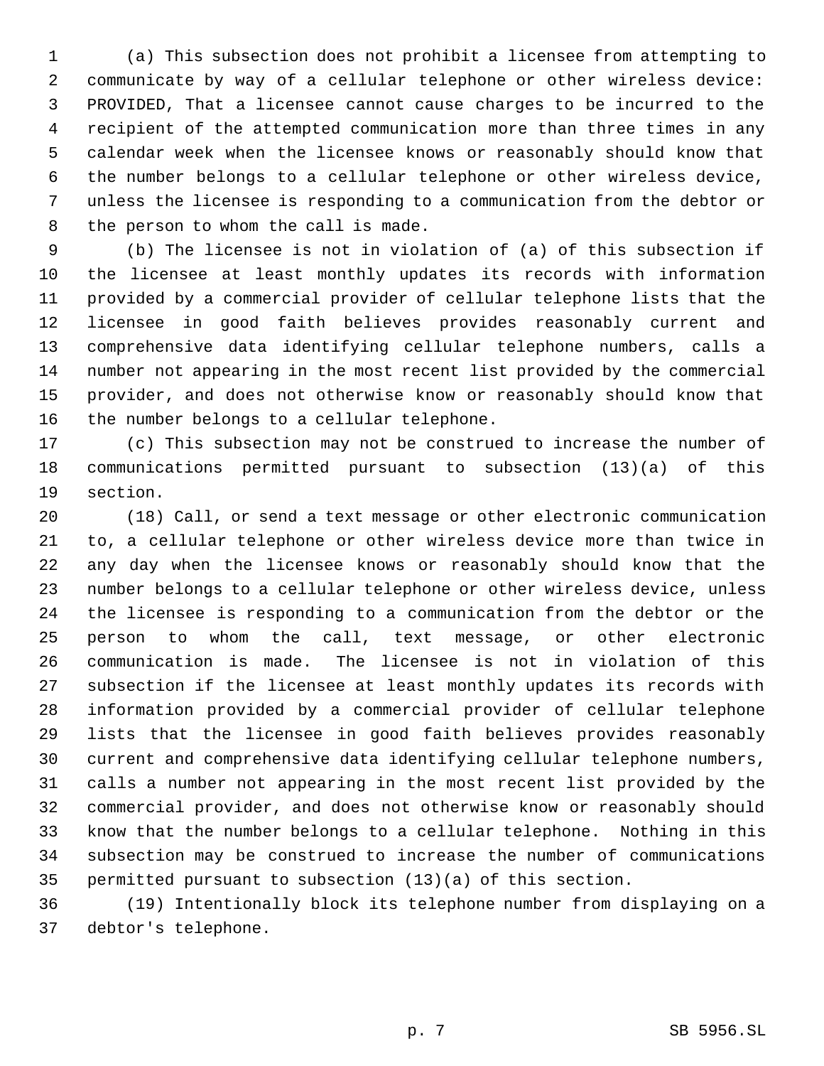(a) This subsection does not prohibit a licensee from attempting to communicate by way of a cellular telephone or other wireless device: PROVIDED, That a licensee cannot cause charges to be incurred to the recipient of the attempted communication more than three times in any calendar week when the licensee knows or reasonably should know that the number belongs to a cellular telephone or other wireless device, unless the licensee is responding to a communication from the debtor or the person to whom the call is made.

(b) The licensee is not in violation of (a) of this subsection if the licensee at least monthly updates its records with information provided by a commercial provider of cellular telephone lists that the licensee in good faith believes provides reasonably current and comprehensive data identifying cellular telephone numbers, calls a number not appearing in the most recent list provided by the commercial provider, and does not otherwise know or reasonably should know that the number belongs to a cellular telephone.

(c) This subsection may not be construed to increase the number of communications permitted pursuant to subsection (13)(a) of this section.

(18) Call, or send a text message or other electronic communication to, a cellular telephone or other wireless device more than twice in any day when the licensee knows or reasonably should know that the number belongs to a cellular telephone or other wireless device, unless the licensee is responding to a communication from the debtor or the person to whom the call, text message, or other electronic communication is made. The licensee is not in violation of this subsection if the licensee at least monthly updates its records with information provided by a commercial provider of cellular telephone lists that the licensee in good faith believes provides reasonably current and comprehensive data identifying cellular telephone numbers, calls a number not appearing in the most recent list provided by the commercial provider, and does not otherwise know or reasonably should know that the number belongs to a cellular telephone. Nothing in this subsection may be construed to increase the number of communications permitted pursuant to subsection (13)(a) of this section.

(19) Intentionally block its telephone number from displaying on a debtor's telephone.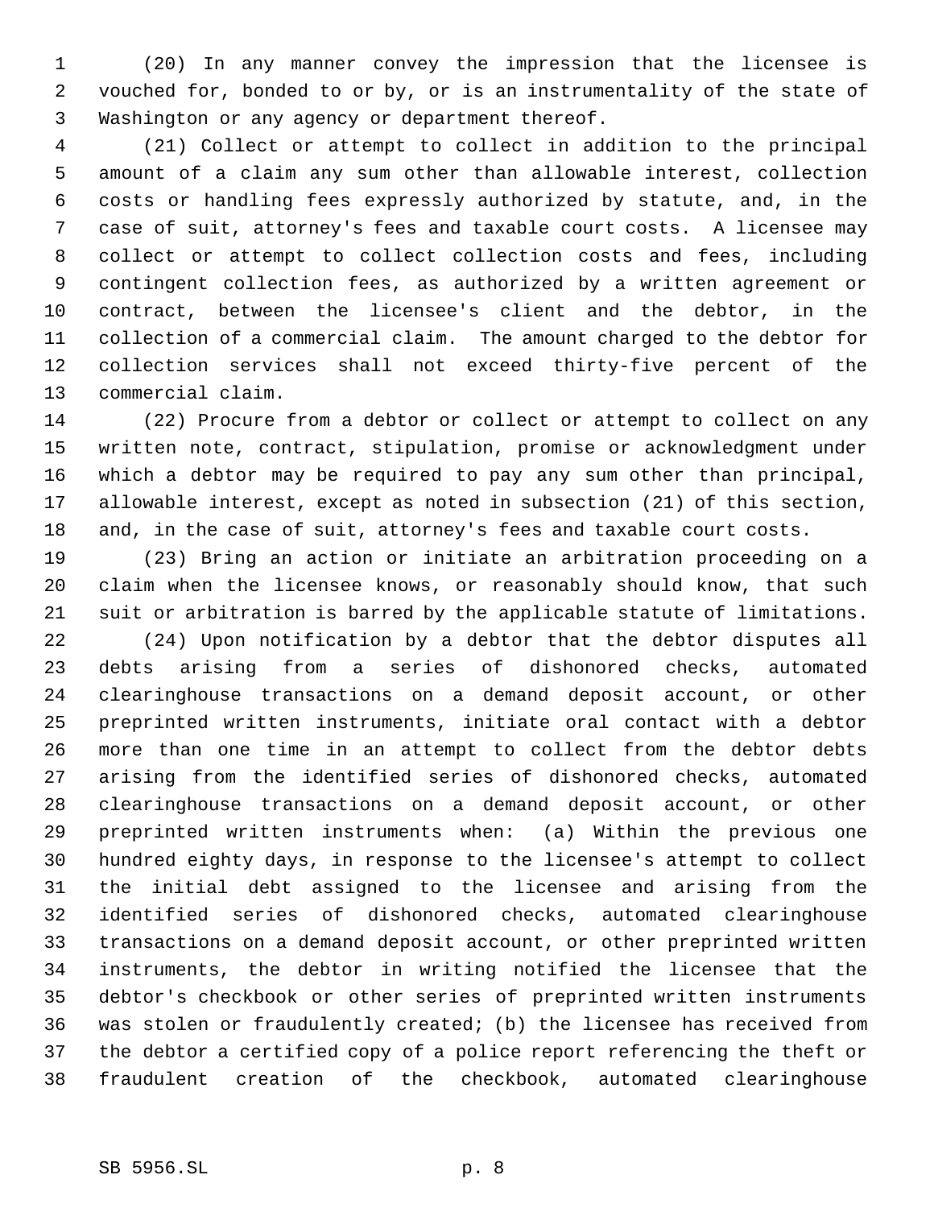(20) In any manner convey the impression that the licensee is vouched for, bonded to or by, or is an instrumentality of the state of Washington or any agency or department thereof.

(21) Collect or attempt to collect in addition to the principal amount of a claim any sum other than allowable interest, collection costs or handling fees expressly authorized by statute, and, in the case of suit, attorney's fees and taxable court costs. A licensee may collect or attempt to collect collection costs and fees, including contingent collection fees, as authorized by a written agreement or contract, between the licensee's client and the debtor, in the collection of a commercial claim. The amount charged to the debtor for collection services shall not exceed thirty-five percent of the commercial claim.

(22) Procure from a debtor or collect or attempt to collect on any written note, contract, stipulation, promise or acknowledgment under which a debtor may be required to pay any sum other than principal, allowable interest, except as noted in subsection (21) of this section, and, in the case of suit, attorney's fees and taxable court costs.

(23) Bring an action or initiate an arbitration proceeding on a claim when the licensee knows, or reasonably should know, that such suit or arbitration is barred by the applicable statute of limitations.

(24) Upon notification by a debtor that the debtor disputes all debts arising from a series of dishonored checks, automated clearinghouse transactions on a demand deposit account, or other preprinted written instruments, initiate oral contact with a debtor more than one time in an attempt to collect from the debtor debts arising from the identified series of dishonored checks, automated clearinghouse transactions on a demand deposit account, or other preprinted written instruments when: (a) Within the previous one hundred eighty days, in response to the licensee's attempt to collect the initial debt assigned to the licensee and arising from the identified series of dishonored checks, automated clearinghouse transactions on a demand deposit account, or other preprinted written instruments, the debtor in writing notified the licensee that the debtor's checkbook or other series of preprinted written instruments was stolen or fraudulently created; (b) the licensee has received from the debtor a certified copy of a police report referencing the theft or fraudulent creation of the checkbook, automated clearinghouse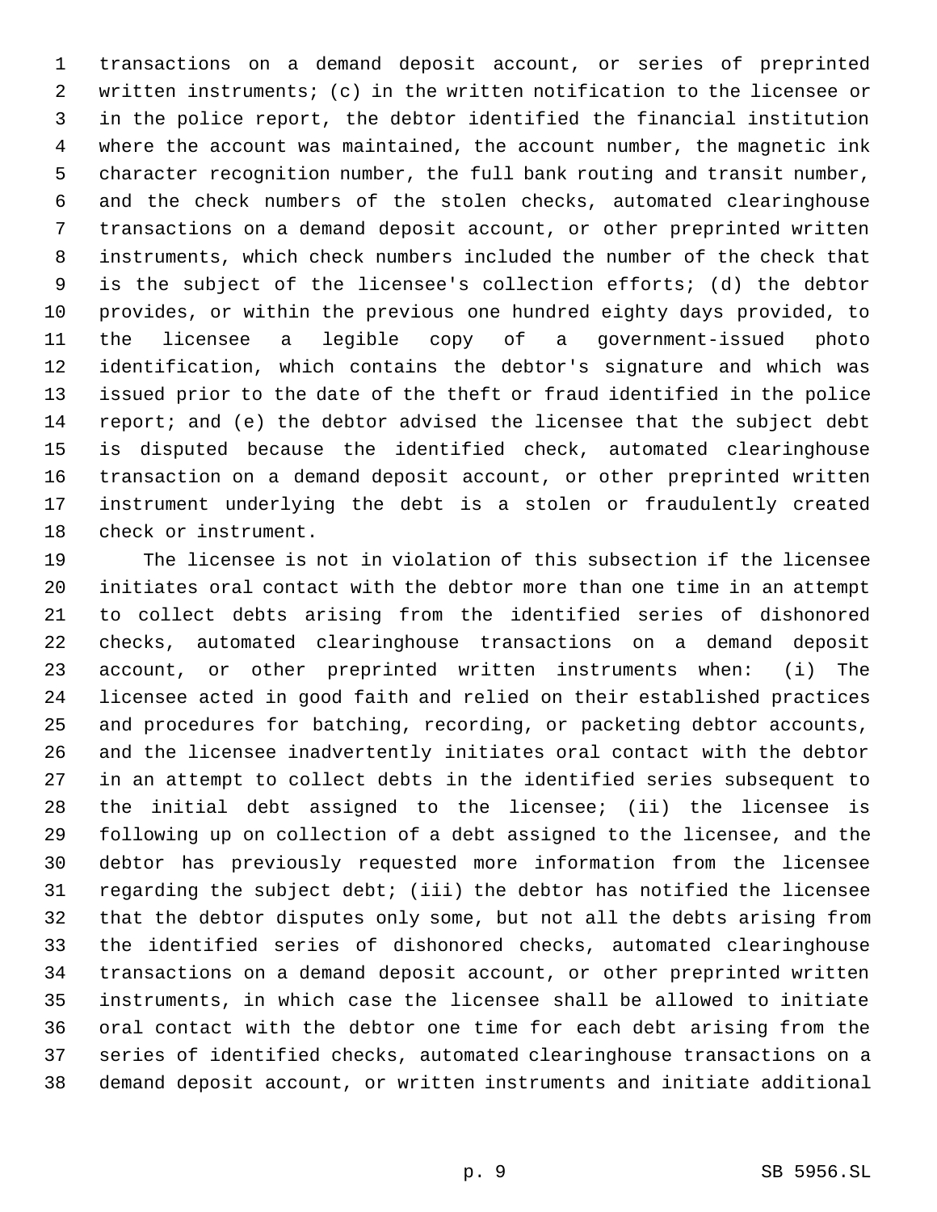transactions on a demand deposit account, or series of preprinted written instruments; (c) in the written notification to the licensee or in the police report, the debtor identified the financial institution where the account was maintained, the account number, the magnetic ink character recognition number, the full bank routing and transit number, and the check numbers of the stolen checks, automated clearinghouse transactions on a demand deposit account, or other preprinted written instruments, which check numbers included the number of the check that is the subject of the licensee's collection efforts; (d) the debtor provides, or within the previous one hundred eighty days provided, to the licensee a legible copy of a government-issued photo identification, which contains the debtor's signature and which was issued prior to the date of the theft or fraud identified in the police report; and (e) the debtor advised the licensee that the subject debt is disputed because the identified check, automated clearinghouse transaction on a demand deposit account, or other preprinted written instrument underlying the debt is a stolen or fraudulently created check or instrument.

The licensee is not in violation of this subsection if the licensee initiates oral contact with the debtor more than one time in an attempt to collect debts arising from the identified series of dishonored checks, automated clearinghouse transactions on a demand deposit account, or other preprinted written instruments when: (i) The licensee acted in good faith and relied on their established practices and procedures for batching, recording, or packeting debtor accounts, and the licensee inadvertently initiates oral contact with the debtor in an attempt to collect debts in the identified series subsequent to the initial debt assigned to the licensee; (ii) the licensee is following up on collection of a debt assigned to the licensee, and the debtor has previously requested more information from the licensee regarding the subject debt; (iii) the debtor has notified the licensee that the debtor disputes only some, but not all the debts arising from the identified series of dishonored checks, automated clearinghouse transactions on a demand deposit account, or other preprinted written instruments, in which case the licensee shall be allowed to initiate oral contact with the debtor one time for each debt arising from the series of identified checks, automated clearinghouse transactions on a demand deposit account, or written instruments and initiate additional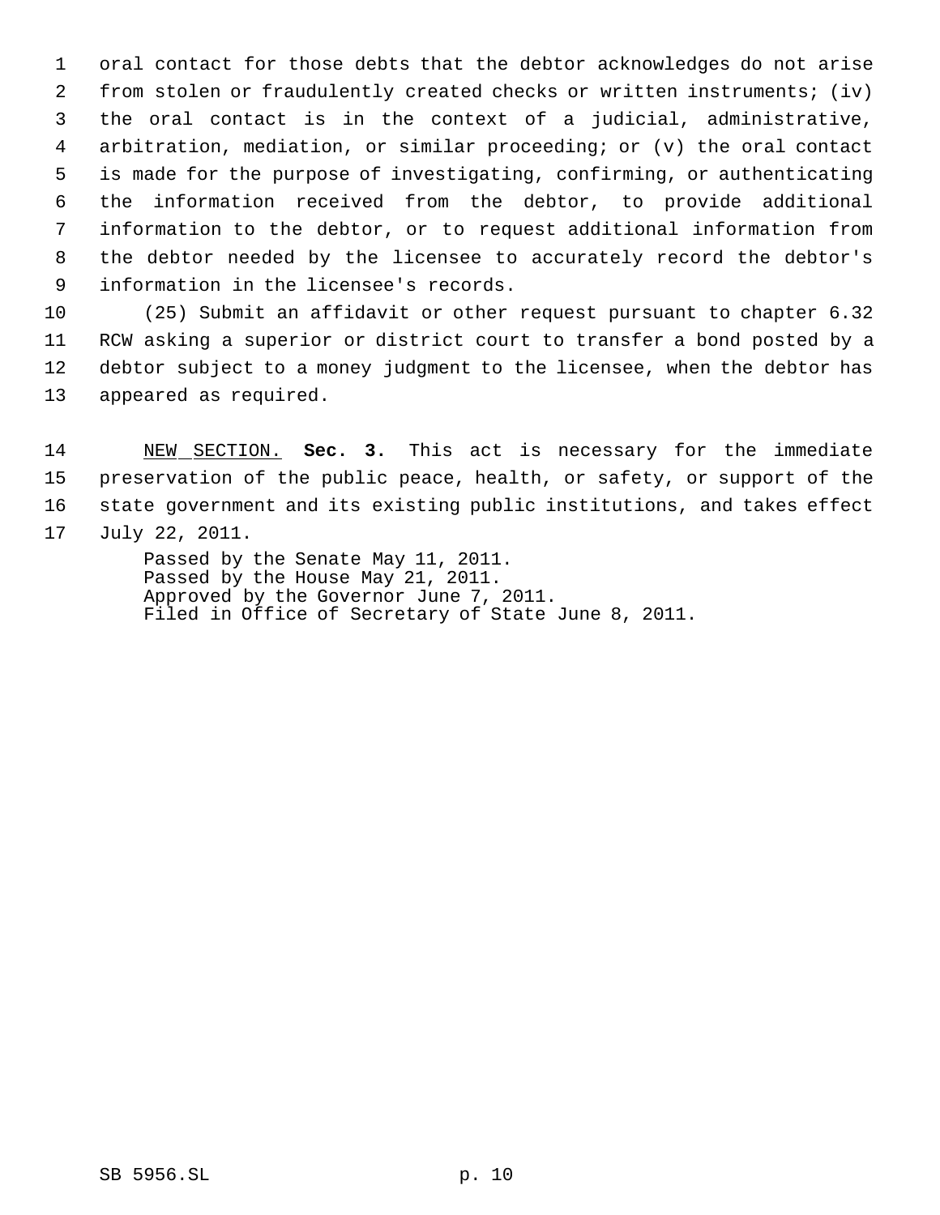oral contact for those debts that the debtor acknowledges do not arise from stolen or fraudulently created checks or written instruments; (iv) the oral contact is in the context of a judicial, administrative, arbitration, mediation, or similar proceeding; or (v) the oral contact is made for the purpose of investigating, confirming, or authenticating the information received from the debtor, to provide additional information to the debtor, or to request additional information from the debtor needed by the licensee to accurately record the debtor's information in the licensee's records.

(25) Submit an affidavit or other request pursuant to chapter 6.32 RCW asking a superior or district court to transfer a bond posted by a debtor subject to a money judgment to the licensee, when the debtor has appeared as required.

NEW SECTION. **Sec. 3.** This act is necessary for the immediate preservation of the public peace, health, or safety, or support of the state government and its existing public institutions, and takes effect July 22, 2011.

Passed by the Senate May 11, 2011.
Passed by the House May 21, 2011.
Approved by the Governor June 7, 2011.
Filed in Office of Secretary of State June 8, 2011.